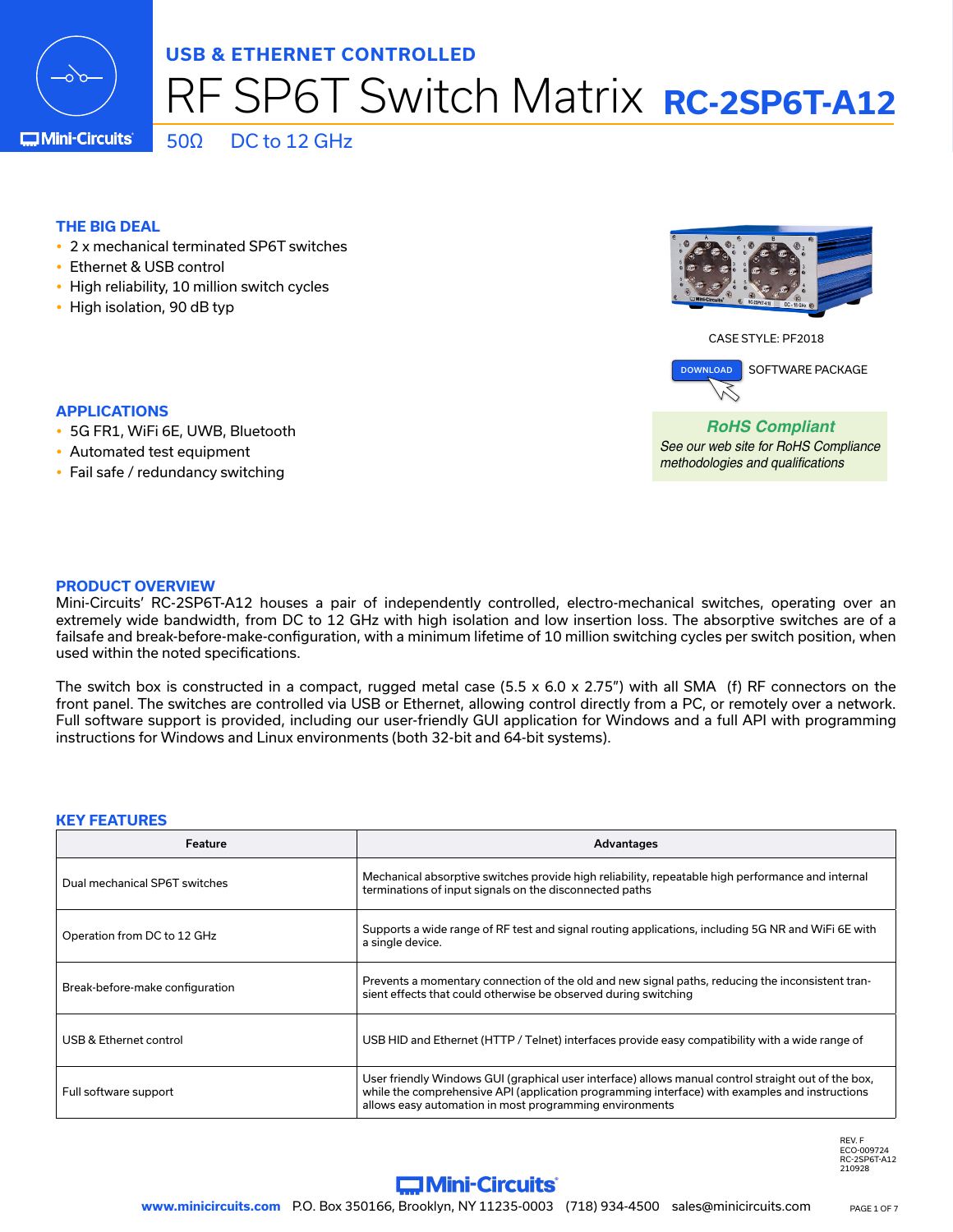USB & ETHERNET CONTROLLED

# RF SP6T Switch Matrix RC-2SP6T-A12

50Ω DC to 12 GHz

## THE BIG DEAL

- 2 x mechanical terminated SP6T switches
- Ethernet & USB control
- High reliability, 10 million switch cycles
- High isolation, 90 dB typ

CASE STYLE: PF2018

DOWNLOAD SOFTWARE PACKAGE

***RoHS Compliant***
*See our web site for RoHS Compliance methodologies and qualifications*

## APPLICATIONS

- 5G FR1, WiFi 6E, UWB, Bluetooth
- Automated test equipment
- Fail safe / redundancy switching

## PRODUCT OVERVIEW

Mini-Circuits' RC-2SP6T-A12 houses a pair of independently controlled, electro-mechanical switches, operating over an extremely wide bandwidth, from DC to 12 GHz with high isolation and low insertion loss. The absorptive switches are of a failsafe and break-before-make-configuration, with a minimum lifetime of 10 million switching cycles per switch position, when used within the noted specifications.

The switch box is constructed in a compact, rugged metal case (5.5 x 6.0 x 2.75") with all SMA (f) RF connectors on the front panel. The switches are controlled via USB or Ethernet, allowing control directly from a PC, or remotely over a network. Full software support is provided, including our user-friendly GUI application for Windows and a full API with programming instructions for Windows and Linux environments (both 32-bit and 64-bit systems).

## KEY FEATURES

| Feature | Advantages |
|---|---|
| Dual mechanical SP6T switches | Mechanical absorptive switches provide high reliability, repeatable high performance and internal terminations of input signals on the disconnected paths |
| Operation from DC to 12 GHz | Supports a wide range of RF test and signal routing applications, including 5G NR and WiFi 6E with a single device. |
| Break-before-make configuration | Prevents a momentary connection of the old and new signal paths, reducing the inconsistent transient effects that could otherwise be observed during switching |
| USB & Ethernet control | USB HID and Ethernet (HTTP / Telnet) interfaces provide easy compatibility with a wide range of |
| Full software support | User friendly Windows GUI (graphical user interface) allows manual control straight out of the box, while the comprehensive API (application programming interface) with examples and instructions allows easy automation in most programming environments |

REV. F
ECO-009724
RC-2SP6T-A12
210928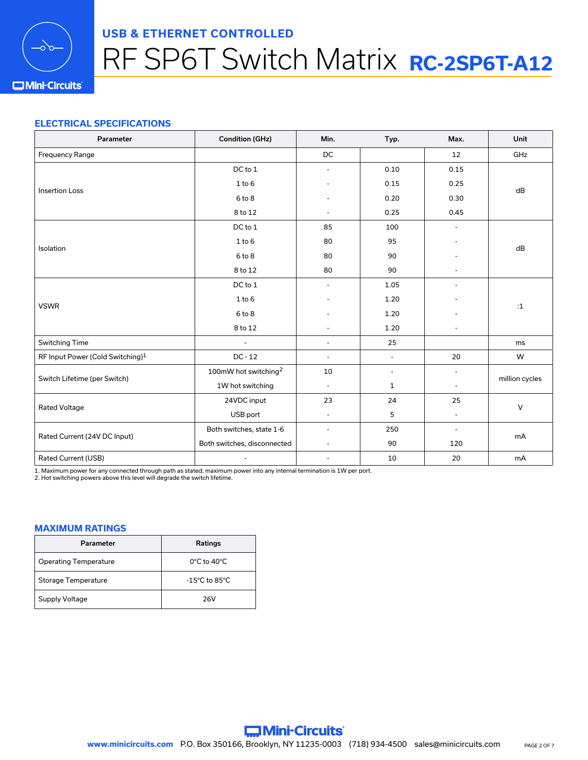## ELECTRICAL SPECIFICATIONS

| Parameter | Condition (GHz) | Min. | Typ. | Max. | Unit |
|---|---|---|---|---|---|
| Frequency Range | | DC | | 12 | GHz |
| Insertion Loss | DC to 1 | - | 0.10 | 0.15 | dB |
| | 1 to 6 | - | 0.15 | 0.25 | |
| | 6 to 8 | - | 0.20 | 0.30 | |
| | 8 to 12 | - | 0.25 | 0.45 | |
| Isolation | DC to 1 | 85 | 100 | - | dB |
| | 1 to 6 | 80 | 95 | - | |
| | 6 to 8 | 80 | 90 | - | |
| | 8 to 12 | 80 | 90 | - | |
| VSWR | DC to 1 | - | 1.05 | - | :1 |
| | 1 to 6 | - | 1.20 | - | |
| | 6 to 8 | - | 1.20 | - | |
| | 8 to 12 | - | 1.20 | - | |
| Switching Time | - | - | 25 | | ms |
| RF Input Power (Cold Switching)[1] | DC - 12 | - | - | 20 | W |
| Switch Lifetime (per Switch) | 100mW hot switching[2] | 10 | - | - | million cycles |
| | 1W hot switching | - | 1 | - | |
| Rated Voltage | 24VDC input | 23 | 24 | 25 | V |
| | USB port | - | 5 | - | |
| Rated Current (24V DC Input) | Both switches, state 1-6 | - | 250 | - | mA |
| | Both switches, disconnected | - | 90 | 120 | |
| Rated Current (USB) | - | - | 10 | 20 | mA |

1. Maximum power for any connected through path as stated; maximum power into any internal termination is 1W per port.
2. Hot switching powers above this level will degrade the switch lifetime.

## MAXIMUM RATINGS

| Parameter | Ratings |
|---|---|
| Operating Temperature | 0°C to 40°C |
| Storage Temperature | -15°C to 85°C |
| Supply Voltage | 26V |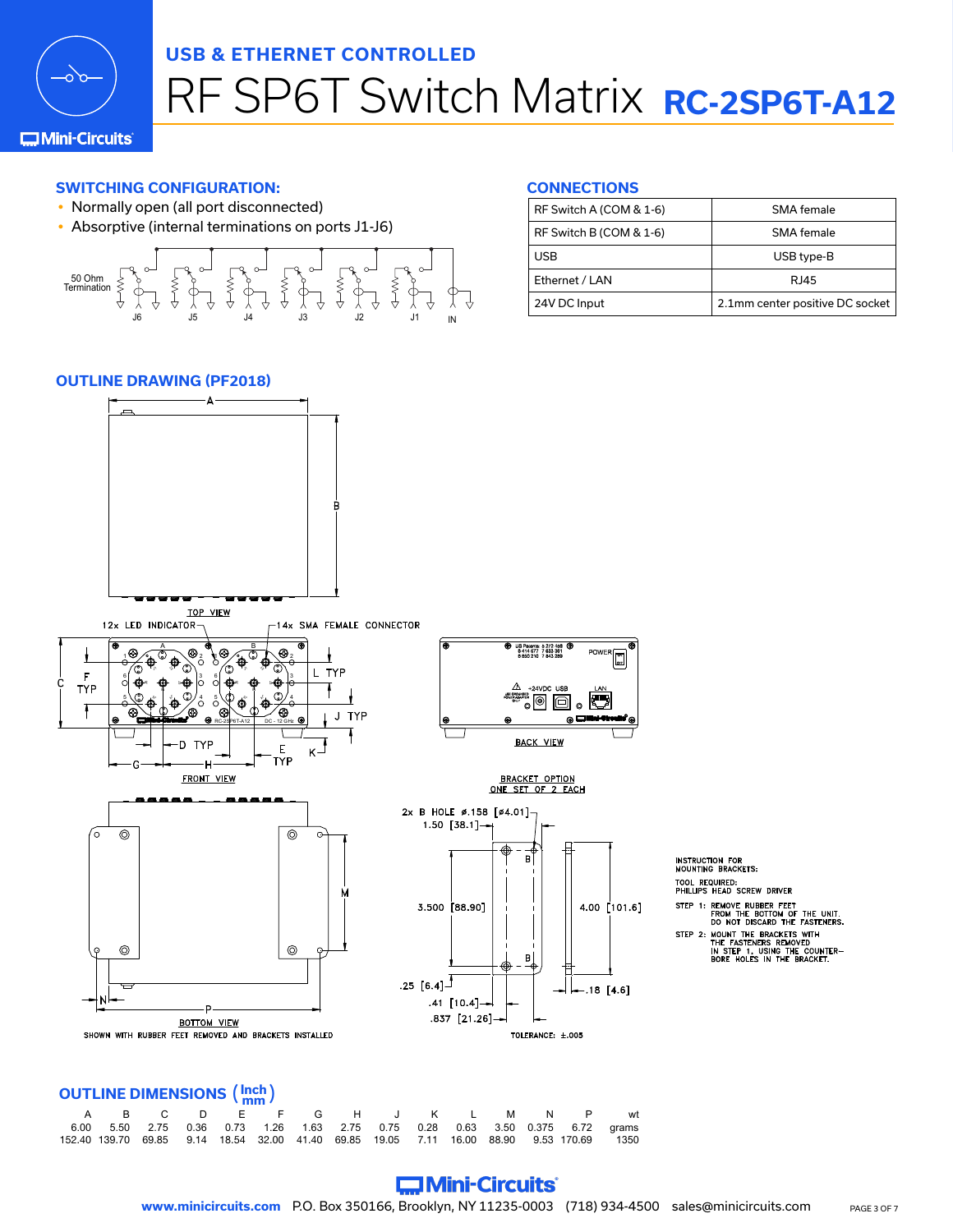USB & ETHERNET CONTROLLED

# RF SP6T Switch Matrix RC-2SP6T-A12

## SWITCHING CONFIGURATION:

- Normally open (all port disconnected)
- Absorptive (internal terminations on ports J1-J6)

50 Ohm Termination

J6 J5 J4 J3 J2 J1 IN

## CONNECTIONS

| | |
|---|---|
| RF Switch A (COM & 1-6) | SMA female |
| RF Switch B (COM & 1-6) | SMA female |
| USB | USB type-B |
| Ethernet / LAN | RJ45 |
| 24V DC Input | 2.1mm center positive DC socket |

## OUTLINE DRAWING (PF2018)

TOP VIEW

12x LED INDICATOR

14x SMA FEMALE CONNECTOR

FRONT VIEW

BACK VIEW

BRACKET OPTION
ONE SET OF 2 EACH

2x B HOLE ⌀.158 [⌀4.01]

1.50 [38.1]

3.500 [88.90]

4.00 [101.6]

.25 [6.4]

.41 [10.4]

.837 [21.26]

.18 [4.6]

TOLERANCE: ±.005

BOTTOM VIEW
SHOWN WITH RUBBER FEET REMOVED AND BRACKETS INSTALLED

INSTRUCTION FOR MOUNTING BRACKETS:

TOOL REQUIRED:
PHILLIPS HEAD SCREW DRIVER

STEP 1: REMOVE RUBBER FEET FROM THE BOTTOM OF THE UNIT. DO NOT DISCARD THE FASTENERS.

STEP 2: MOUNT THE BRACKETS WITH THE FASTENERS REMOVED IN STEP 1, USING THE COUNTER-BORE HOLES IN THE BRACKET.

## OUTLINE DIMENSIONS (Inch / mm)

| A | B | C | D | E | F | G | H | J | K | L | M | N | P | wt |
|---|---|---|---|---|---|---|---|---|---|---|---|---|---|---|
| | | | | | | | | | | | | | | grams |
| 6.00 | 5.50 | 2.75 | 0.36 | 0.73 | 1.26 | 1.63 | 2.75 | 0.75 | 0.28 | 0.63 | 3.50 | 0.375 | 6.72 | 1350 |
| 152.40 | 139.70 | 69.85 | 9.14 | 18.54 | 32.00 | 41.40 | 69.85 | 19.05 | 7.11 | 16.00 | 88.90 | 9.53 | 170.69 | |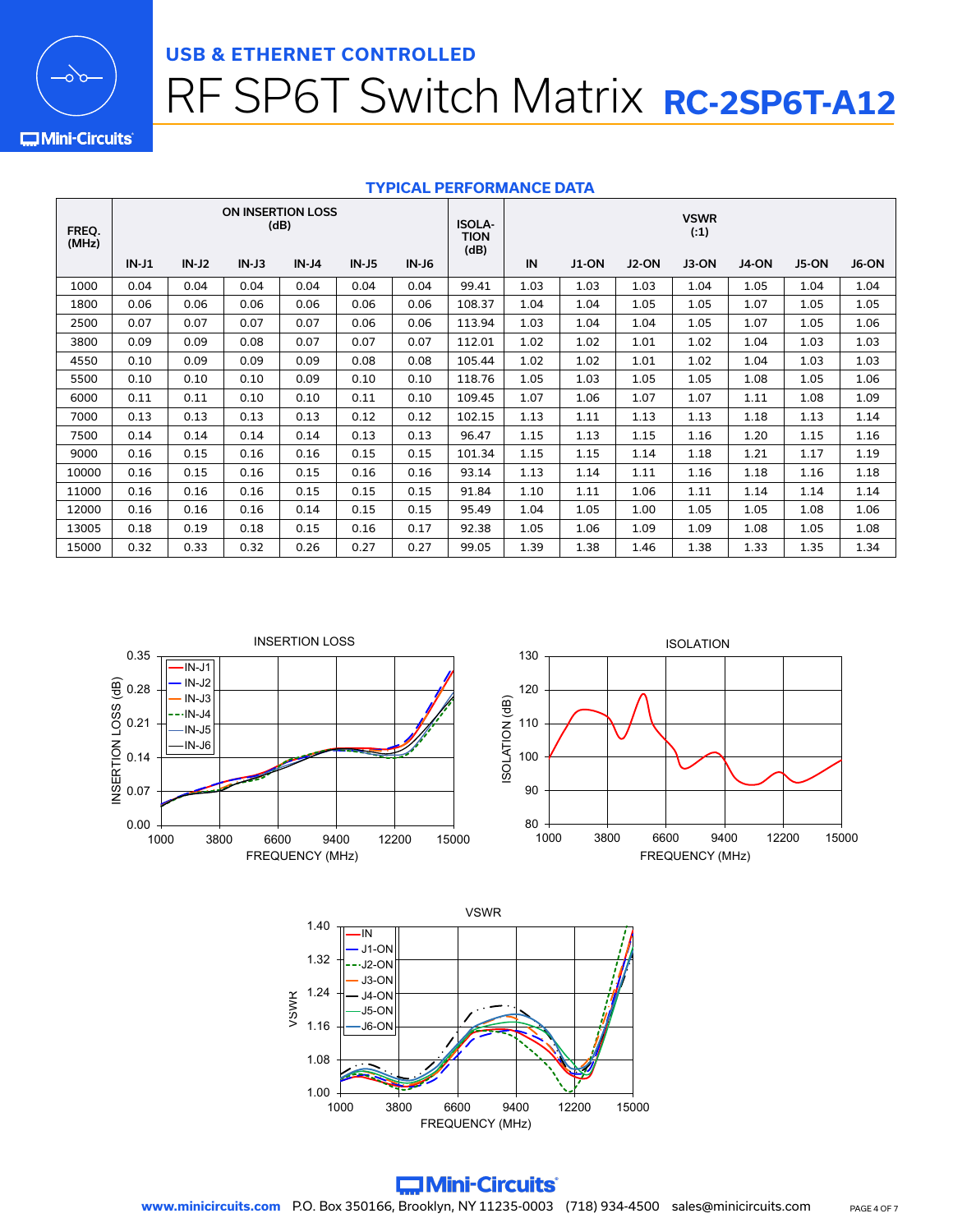**USB & ETHERNET CONTROLLED**

# RF SP6T Switch Matrix RC-2SP6T-A12

## TYPICAL PERFORMANCE DATA

| FREQ. (MHz) | ON INSERTION LOSS (dB) | | | | | | ISOLATION (dB) | VSWR (:1) | | | | | | |
|---|---|---|---|---|---|---|---|---|---|---|---|---|---|---|
| | IN-J1 | IN-J2 | IN-J3 | IN-J4 | IN-J5 | IN-J6 | | IN | J1-ON | J2-ON | J3-ON | J4-ON | J5-ON | J6-ON |
| 1000 | 0.04 | 0.04 | 0.04 | 0.04 | 0.04 | 0.04 | 99.41 | 1.03 | 1.03 | 1.03 | 1.04 | 1.05 | 1.04 | 1.04 |
| 1800 | 0.06 | 0.06 | 0.06 | 0.06 | 0.06 | 0.06 | 108.37 | 1.04 | 1.04 | 1.05 | 1.05 | 1.07 | 1.05 | 1.05 |
| 2500 | 0.07 | 0.07 | 0.07 | 0.07 | 0.06 | 0.06 | 113.94 | 1.03 | 1.04 | 1.04 | 1.05 | 1.07 | 1.05 | 1.06 |
| 3800 | 0.09 | 0.09 | 0.08 | 0.07 | 0.07 | 0.07 | 112.01 | 1.02 | 1.02 | 1.01 | 1.02 | 1.04 | 1.03 | 1.03 |
| 4550 | 0.10 | 0.09 | 0.09 | 0.09 | 0.08 | 0.08 | 105.44 | 1.02 | 1.02 | 1.01 | 1.02 | 1.04 | 1.03 | 1.03 |
| 5500 | 0.10 | 0.10 | 0.10 | 0.09 | 0.10 | 0.10 | 118.76 | 1.05 | 1.03 | 1.05 | 1.05 | 1.08 | 1.05 | 1.06 |
| 6000 | 0.11 | 0.11 | 0.10 | 0.10 | 0.11 | 0.10 | 109.45 | 1.07 | 1.06 | 1.07 | 1.07 | 1.11 | 1.08 | 1.09 |
| 7000 | 0.13 | 0.13 | 0.13 | 0.13 | 0.12 | 0.12 | 102.15 | 1.13 | 1.11 | 1.13 | 1.13 | 1.18 | 1.13 | 1.14 |
| 7500 | 0.14 | 0.14 | 0.14 | 0.14 | 0.13 | 0.13 | 96.47 | 1.15 | 1.13 | 1.15 | 1.16 | 1.20 | 1.15 | 1.16 |
| 9000 | 0.16 | 0.15 | 0.16 | 0.16 | 0.15 | 0.15 | 101.34 | 1.15 | 1.15 | 1.14 | 1.18 | 1.21 | 1.17 | 1.19 |
| 10000 | 0.16 | 0.15 | 0.16 | 0.15 | 0.16 | 0.16 | 93.14 | 1.13 | 1.14 | 1.11 | 1.16 | 1.18 | 1.16 | 1.18 |
| 11000 | 0.16 | 0.16 | 0.16 | 0.15 | 0.15 | 0.15 | 91.84 | 1.10 | 1.11 | 1.06 | 1.11 | 1.14 | 1.14 | 1.14 |
| 12000 | 0.16 | 0.16 | 0.16 | 0.14 | 0.15 | 0.15 | 95.49 | 1.04 | 1.05 | 1.00 | 1.05 | 1.05 | 1.08 | 1.06 |
| 13005 | 0.18 | 0.19 | 0.18 | 0.15 | 0.16 | 0.17 | 92.38 | 1.05 | 1.06 | 1.09 | 1.09 | 1.08 | 1.05 | 1.08 |
| 15000 | 0.32 | 0.33 | 0.32 | 0.26 | 0.27 | 0.27 | 99.05 | 1.39 | 1.38 | 1.46 | 1.38 | 1.33 | 1.35 | 1.34 |

INSERTION LOSS

ISOLATION

VSWR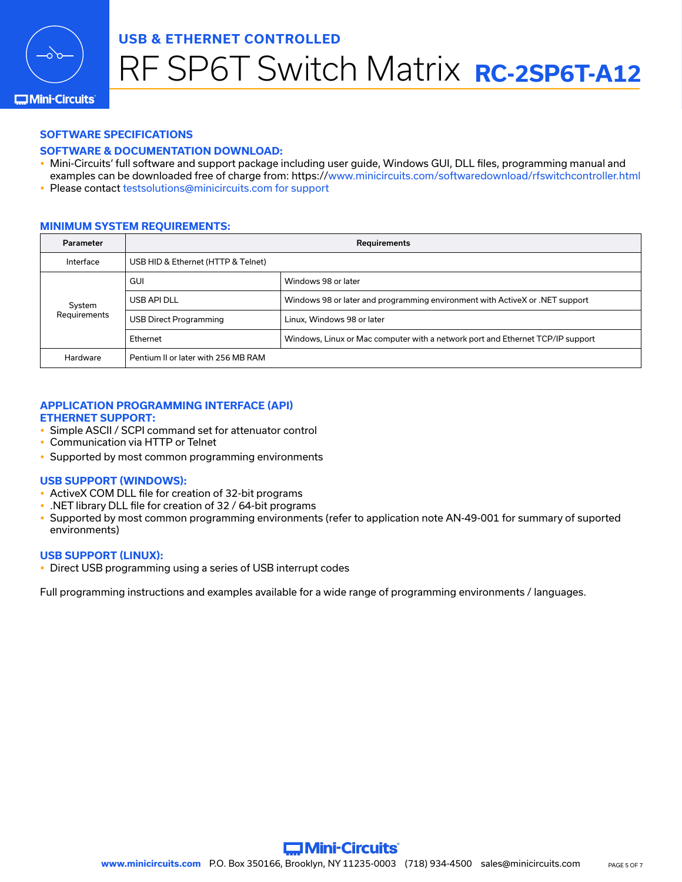# USB & ETHERNET CONTROLLED

# RF SP6T Switch Matrix RC-2SP6T-A12

## SOFTWARE SPECIFICATIONS

### SOFTWARE & DOCUMENTATION DOWNLOAD:

- Mini-Circuits' full software and support package including user guide, Windows GUI, DLL files, programming manual and examples can be downloaded free of charge from: https://www.minicircuits.com/softwaredownload/rfswitchcontroller.html
- Please contact testsolutions@minicircuits.com for support

### MINIMUM SYSTEM REQUIREMENTS:

| Parameter | Requirements | |
|---|---|---|
| Interface | USB HID & Ethernet (HTTP & Telnet) | |
| System Requirements | GUI | Windows 98 or later |
| | USB API DLL | Windows 98 or later and programming environment with ActiveX or .NET support |
| | USB Direct Programming | Linux, Windows 98 or later |
| | Ethernet | Windows, Linux or Mac computer with a network port and Ethernet TCP/IP support |
| Hardware | Pentium II or later with 256 MB RAM | |

### APPLICATION PROGRAMMING INTERFACE (API)

### ETHERNET SUPPORT:

- Simple ASCII / SCPI command set for attenuator control
- Communication via HTTP or Telnet
- Supported by most common programming environments

### USB SUPPORT (WINDOWS):

- ActiveX COM DLL file for creation of 32-bit programs
- .NET library DLL file for creation of 32 / 64-bit programs
- Supported by most common programming environments (refer to application note AN-49-001 for summary of suported environments)

### USB SUPPORT (LINUX):

- Direct USB programming using a series of USB interrupt codes

Full programming instructions and examples available for a wide range of programming environments / languages.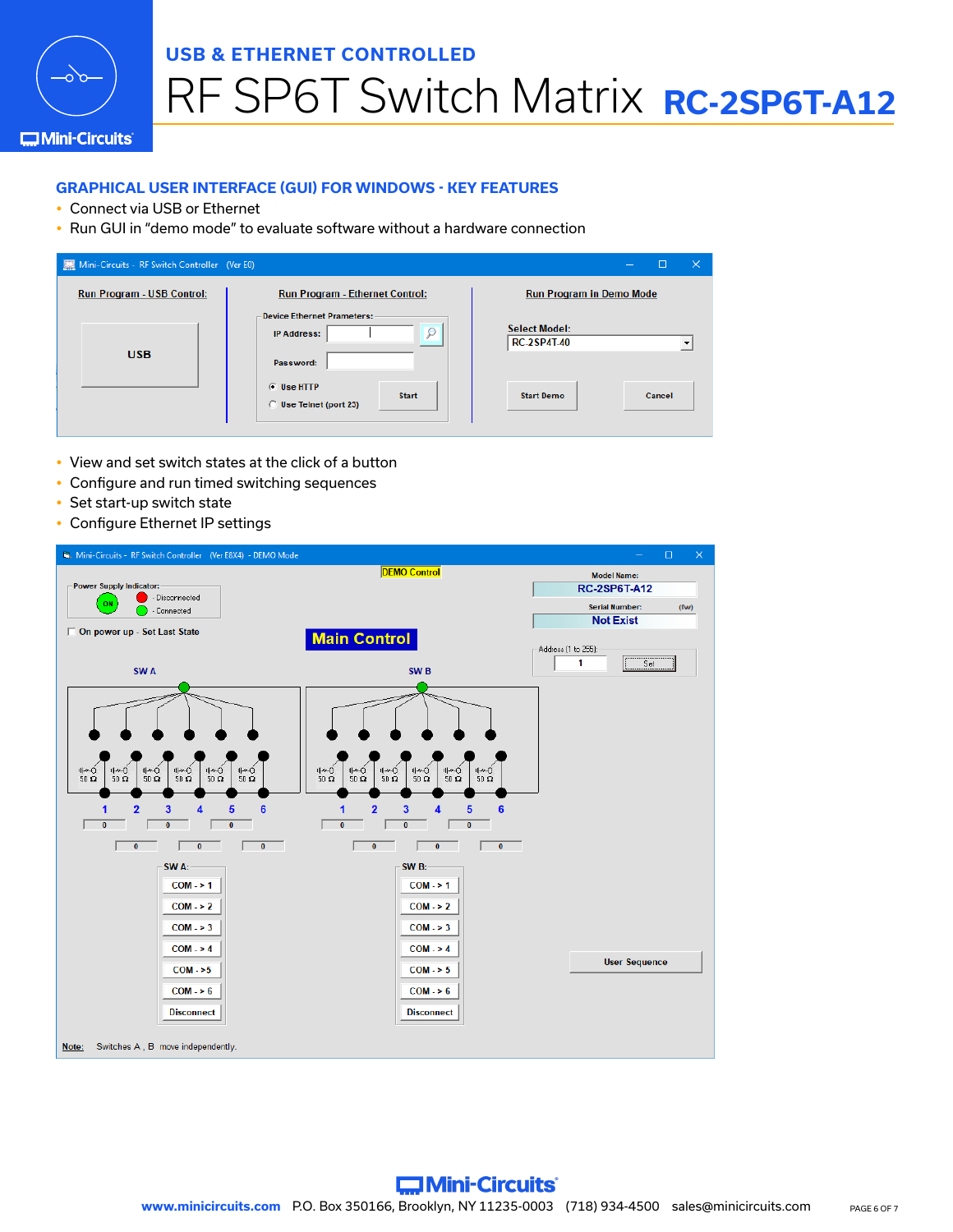USB & ETHERNET CONTROLLED

# RF SP6T Switch Matrix RC-2SP6T-A12

## GRAPHICAL USER INTERFACE (GUI) FOR WINDOWS - KEY FEATURES

- Connect via USB or Ethernet
- Run GUI in "demo mode" to evaluate software without a hardware connection

- View and set switch states at the click of a button
- Configure and run timed switching sequences
- Set start-up switch state
- Configure Ethernet IP settings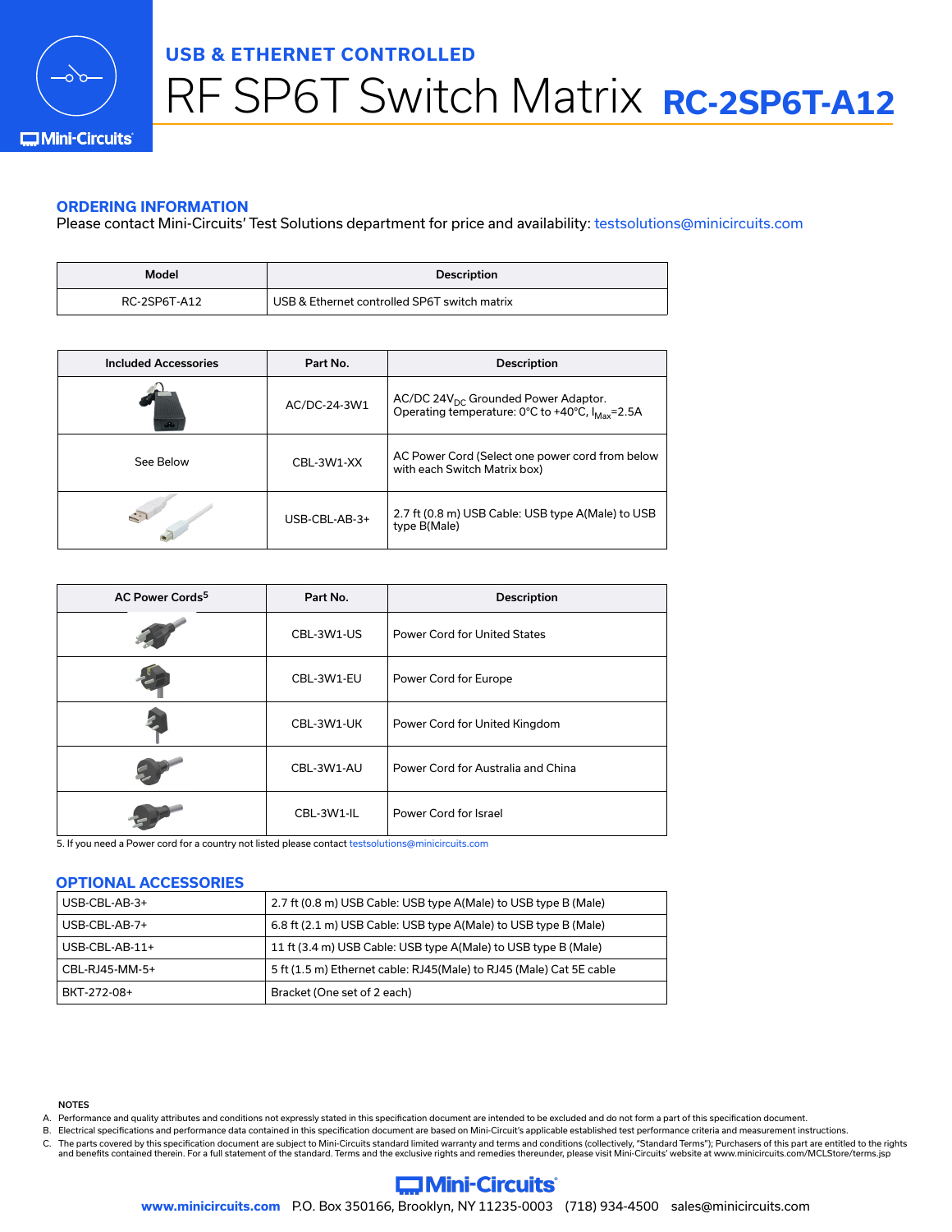# USB & ETHERNET CONTROLLED

# RF SP6T Switch Matrix RC-2SP6T-A12

## ORDERING INFORMATION

Please contact Mini-Circuits' Test Solutions department for price and availability: testsolutions@minicircuits.com

| Model | Description |
|---|---|
| RC-2SP6T-A12 | USB & Ethernet controlled SP6T switch matrix |

| Included Accessories | Part No. | Description |
|---|---|---|
| | AC/DC-24-3W1 | AC/DC 24$V_{DC}$ Grounded Power Adaptor. Operating temperature: 0°C to +40°C, $I_{Max}$=2.5A |
| See Below | CBL-3W1-XX | AC Power Cord (Select one power cord from below with each Switch Matrix box) |
| | USB-CBL-AB-3+ | 2.7 ft (0.8 m) USB Cable: USB type A(Male) to USB type B(Male) |

| AC Power Cords[5] | Part No. | Description |
|---|---|---|
| | CBL-3W1-US | Power Cord for United States |
| | CBL-3W1-EU | Power Cord for Europe |
| | CBL-3W1-UK | Power Cord for United Kingdom |
| | CBL-3W1-AU | Power Cord for Australia and China |
| | CBL-3W1-IL | Power Cord for Israel |

5. If you need a Power cord for a country not listed please contact testsolutions@minicircuits.com

## OPTIONAL ACCESSORIES

| | |
|---|---|
| USB-CBL-AB-3+ | 2.7 ft (0.8 m) USB Cable: USB type A(Male) to USB type B (Male) |
| USB-CBL-AB-7+ | 6.8 ft (2.1 m) USB Cable: USB type A(Male) to USB type B (Male) |
| USB-CBL-AB-11+ | 11 ft (3.4 m) USB Cable: USB type A(Male) to USB type B (Male) |
| CBL-RJ45-MM-5+ | 5 ft (1.5 m) Ethernet cable: RJ45(Male) to RJ45 (Male) Cat 5E cable |
| BKT-272-08+ | Bracket (One set of 2 each) |

**NOTES**

A. Performance and quality attributes and conditions not expressly stated in this specification document are intended to be excluded and do not form a part of this specification document.

B. Electrical specifications and performance data contained in this specification document are based on Mini-Circuit's applicable established test performance criteria and measurement instructions.

C. The parts covered by this specification document are subject to Mini-Circuits standard limited warranty and terms and conditions (collectively, "Standard Terms"); Purchasers of this part are entitled to the rights and benefits contained therein. For a full statement of the standard. Terms and the exclusive rights and remedies thereunder, please visit Mini-Circuits' website at www.minicircuits.com/MCLStore/terms.jsp